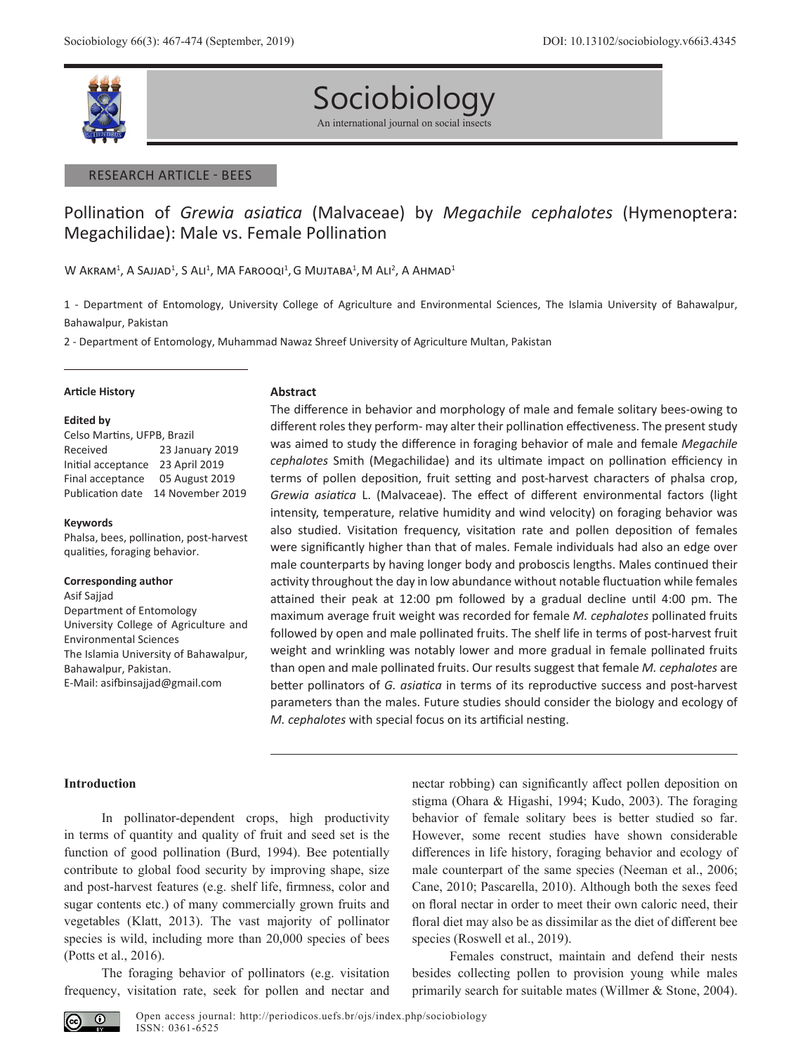Sociobiology

An international journal on social insects

RESEARCH ARTICLE - BEES

# Pollination of *Grewia asiatica* (Malvaceae) by *Megachile cephalotes* (Hymenoptera: Megachilidae): Male vs. Female Pollination

W Akram[1], A Sajjad[1], S Ali[1], MA Farooqi[1], G Mujtaba[1], M Ali[2], A Ahmad[1]

1 - Department of Entomology, University College of Agriculture and Environmental Sciences, The Islamia University of Bahawalpur, Bahawalpur, Pakistan

2 - Department of Entomology, Muhammad Nawaz Shreef University of Agriculture Multan, Pakistan

**Article History**

**Edited by**

Celso Martins, UFPB, Brazil

| | |
|---|---|
| Received | 23 January 2019 |
| Initial acceptance | 23 April 2019 |
| Final acceptance | 05 August 2019 |
| Publication date | 14 November 2019 |

**Keywords**

Phalsa, bees, pollination, post-harvest qualities, foraging behavior.

**Corresponding author**

Asif Sajjad
Department of Entomology
University College of Agriculture and Environmental Sciences
The Islamia University of Bahawalpur, Bahawalpur, Pakistan.
E-Mail: asifbinsajjad@gmail.com

## Abstract

The difference in behavior and morphology of male and female solitary bees-owing to different roles they perform- may alter their pollination effectiveness. The present study was aimed to study the difference in foraging behavior of male and female *Megachile cephalotes* Smith (Megachilidae) and its ultimate impact on pollination efficiency in terms of pollen deposition, fruit setting and post-harvest characters of phalsa crop, *Grewia asiatica* L. (Malvaceae). The effect of different environmental factors (light intensity, temperature, relative humidity and wind velocity) on foraging behavior was also studied. Visitation frequency, visitation rate and pollen deposition of females were significantly higher than that of males. Female individuals had also an edge over male counterparts by having longer body and proboscis lengths. Males continued their activity throughout the day in low abundance without notable fluctuation while females attained their peak at 12:00 pm followed by a gradual decline until 4:00 pm. The maximum average fruit weight was recorded for female *M. cephalotes* pollinated fruits followed by open and male pollinated fruits. The shelf life in terms of post-harvest fruit weight and wrinkling was notably lower and more gradual in female pollinated fruits than open and male pollinated fruits. Our results suggest that female *M. cephalotes* are better pollinators of *G. asiatica* in terms of its reproductive success and post-harvest parameters than the males. Future studies should consider the biology and ecology of *M. cephalotes* with special focus on its artificial nesting.

## Introduction

In pollinator-dependent crops, high productivity in terms of quantity and quality of fruit and seed set is the function of good pollination (Burd, 1994). Bee potentially contribute to global food security by improving shape, size and post-harvest features (e.g. shelf life, firmness, color and sugar contents etc.) of many commercially grown fruits and vegetables (Klatt, 2013). The vast majority of pollinator species is wild, including more than 20,000 species of bees (Potts et al., 2016).

The foraging behavior of pollinators (e.g. visitation frequency, visitation rate, seek for pollen and nectar and nectar robbing) can significantly affect pollen deposition on stigma (Ohara & Higashi, 1994; Kudo, 2003). The foraging behavior of female solitary bees is better studied so far. However, some recent studies have shown considerable differences in life history, foraging behavior and ecology of male counterpart of the same species (Neeman et al., 2006; Cane, 2010; Pascarella, 2010). Although both the sexes feed on floral nectar in order to meet their own caloric need, their floral diet may also be as dissimilar as the diet of different bee species (Roswell et al., 2019).

Females construct, maintain and defend their nests besides collecting pollen to provision young while males primarily search for suitable mates (Willmer & Stone, 2004).

Open access journal: http://periodicos.uefs.br/ojs/index.php/sociobiology
ISSN: 0361-6525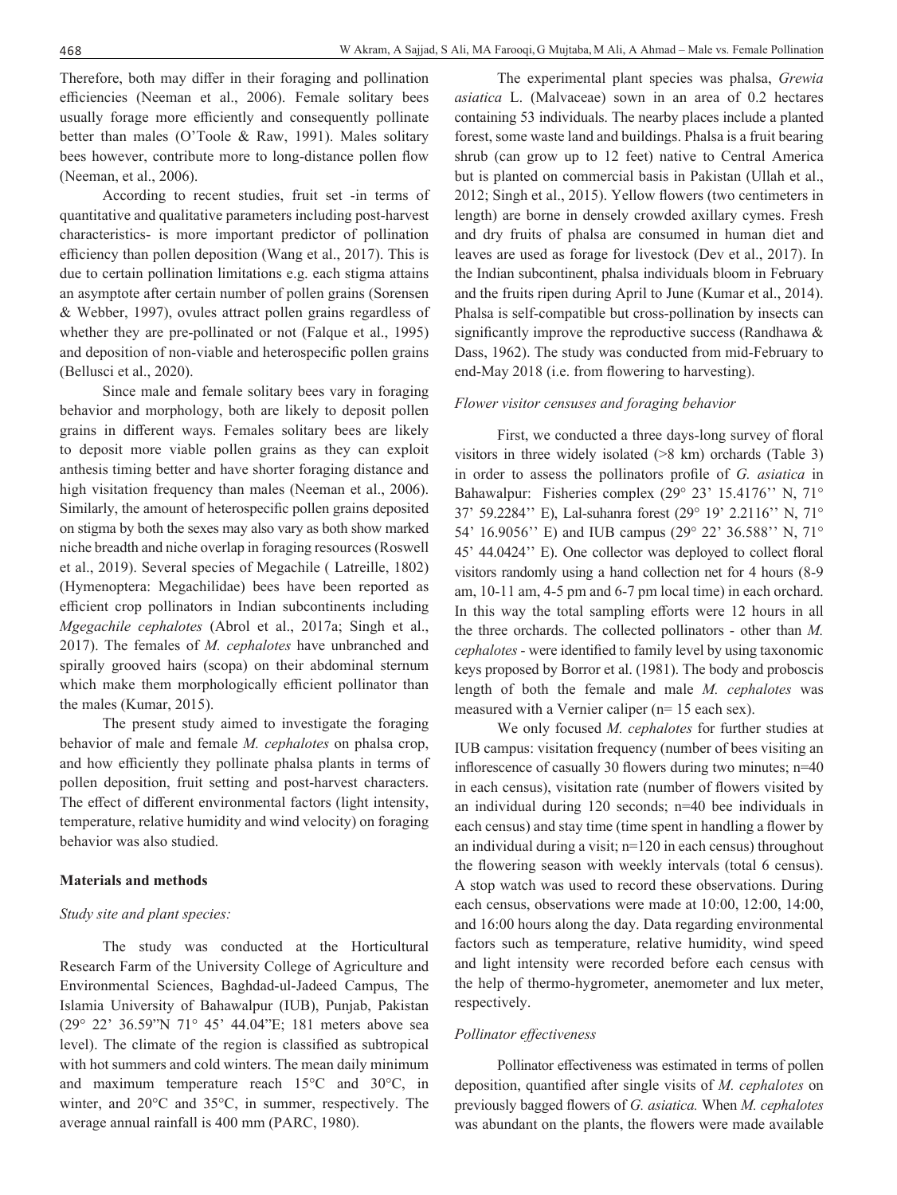Therefore, both may differ in their foraging and pollination efficiencies (Neeman et al., 2006). Female solitary bees usually forage more efficiently and consequently pollinate better than males (O'Toole & Raw, 1991). Males solitary bees however, contribute more to long-distance pollen flow (Neeman, et al., 2006).

According to recent studies, fruit set -in terms of quantitative and qualitative parameters including post-harvest characteristics- is more important predictor of pollination efficiency than pollen deposition (Wang et al., 2017). This is due to certain pollination limitations e.g. each stigma attains an asymptote after certain number of pollen grains (Sorensen & Webber, 1997), ovules attract pollen grains regardless of whether they are pre-pollinated or not (Falque et al., 1995) and deposition of non-viable and heterospecific pollen grains (Bellusci et al., 2020).

Since male and female solitary bees vary in foraging behavior and morphology, both are likely to deposit pollen grains in different ways. Females solitary bees are likely to deposit more viable pollen grains as they can exploit anthesis timing better and have shorter foraging distance and high visitation frequency than males (Neeman et al., 2006). Similarly, the amount of heterospecific pollen grains deposited on stigma by both the sexes may also vary as both show marked niche breadth and niche overlap in foraging resources (Roswell et al., 2019). Several species of Megachile ( Latreille, 1802) (Hymenoptera: Megachilidae) bees have been reported as efficient crop pollinators in Indian subcontinents including *Mgegachile cephalotes* (Abrol et al., 2017a; Singh et al., 2017). The females of *M. cephalotes* have unbranched and spirally grooved hairs (scopa) on their abdominal sternum which make them morphologically efficient pollinator than the males (Kumar, 2015).

The present study aimed to investigate the foraging behavior of male and female *M. cephalotes* on phalsa crop, and how efficiently they pollinate phalsa plants in terms of pollen deposition, fruit setting and post-harvest characters. The effect of different environmental factors (light intensity, temperature, relative humidity and wind velocity) on foraging behavior was also studied.

## Materials and methods

### *Study site and plant species:*

The study was conducted at the Horticultural Research Farm of the University College of Agriculture and Environmental Sciences, Baghdad-ul-Jadeed Campus, The Islamia University of Bahawalpur (IUB), Punjab, Pakistan (29° 22' 36.59"N 71° 45' 44.04"E; 181 meters above sea level). The climate of the region is classified as subtropical with hot summers and cold winters. The mean daily minimum and maximum temperature reach 15°C and 30°C, in winter, and 20°C and 35°C, in summer, respectively. The average annual rainfall is 400 mm (PARC, 1980).

The experimental plant species was phalsa, *Grewia asiatica* L. (Malvaceae) sown in an area of 0.2 hectares containing 53 individuals. The nearby places include a planted forest, some waste land and buildings. Phalsa is a fruit bearing shrub (can grow up to 12 feet) native to Central America but is planted on commercial basis in Pakistan (Ullah et al., 2012; Singh et al., 2015). Yellow flowers (two centimeters in length) are borne in densely crowded axillary cymes. Fresh and dry fruits of phalsa are consumed in human diet and leaves are used as forage for livestock (Dev et al., 2017). In the Indian subcontinent, phalsa individuals bloom in February and the fruits ripen during April to June (Kumar et al., 2014). Phalsa is self-compatible but cross-pollination by insects can significantly improve the reproductive success (Randhawa & Dass, 1962). The study was conducted from mid-February to end-May 2018 (i.e. from flowering to harvesting).

### *Flower visitor censuses and foraging behavior*

First, we conducted a three days-long survey of floral visitors in three widely isolated (>8 km) orchards (Table 3) in order to assess the pollinators profile of *G. asiatica* in Bahawalpur: Fisheries complex (29° 23' 15.4176'' N, 71° 37' 59.2284'' E), Lal-suhanra forest (29° 19' 2.2116'' N, 71° 54' 16.9056'' E) and IUB campus (29° 22' 36.588'' N, 71° 45' 44.0424'' E). One collector was deployed to collect floral visitors randomly using a hand collection net for 4 hours (8-9 am, 10-11 am, 4-5 pm and 6-7 pm local time) in each orchard. In this way the total sampling efforts were 12 hours in all the three orchards. The collected pollinators - other than *M. cephalotes* - were identified to family level by using taxonomic keys proposed by Borror et al. (1981). The body and proboscis length of both the female and male *M. cephalotes* was measured with a Vernier caliper (n= 15 each sex).

We only focused *M. cephalotes* for further studies at IUB campus: visitation frequency (number of bees visiting an inflorescence of casually 30 flowers during two minutes; n=40 in each census), visitation rate (number of flowers visited by an individual during 120 seconds; n=40 bee individuals in each census) and stay time (time spent in handling a flower by an individual during a visit; n=120 in each census) throughout the flowering season with weekly intervals (total 6 census). A stop watch was used to record these observations. During each census, observations were made at 10:00, 12:00, 14:00, and 16:00 hours along the day. Data regarding environmental factors such as temperature, relative humidity, wind speed and light intensity were recorded before each census with the help of thermo-hygrometer, anemometer and lux meter, respectively.

### *Pollinator effectiveness*

Pollinator effectiveness was estimated in terms of pollen deposition, quantified after single visits of *M. cephalotes* on previously bagged flowers of *G. asiatica.* When *M. cephalotes* was abundant on the plants, the flowers were made available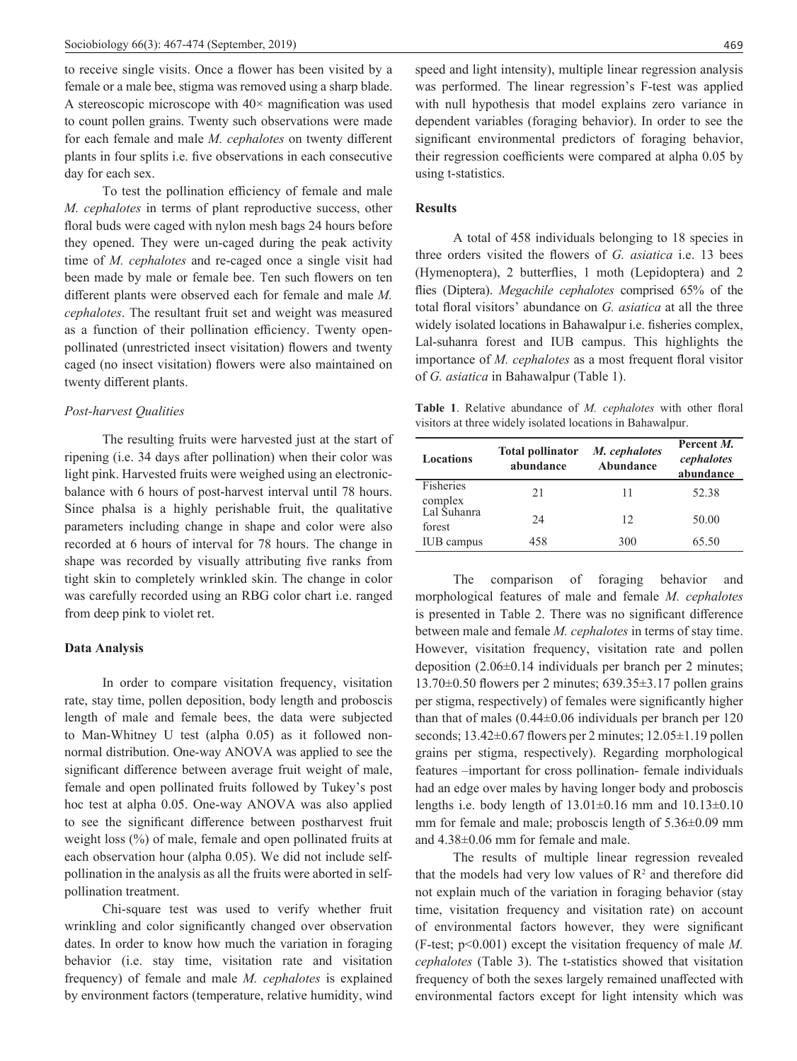to receive single visits. Once a flower has been visited by a female or a male bee, stigma was removed using a sharp blade. A stereoscopic microscope with 40× magnification was used to count pollen grains. Twenty such observations were made for each female and male *M. cephalotes* on twenty different plants in four splits i.e. five observations in each consecutive day for each sex.

To test the pollination efficiency of female and male *M. cephalotes* in terms of plant reproductive success, other floral buds were caged with nylon mesh bags 24 hours before they opened. They were un-caged during the peak activity time of *M. cephalotes* and re-caged once a single visit had been made by male or female bee. Ten such flowers on ten different plants were observed each for female and male *M. cephalotes*. The resultant fruit set and weight was measured as a function of their pollination efficiency. Twenty open-pollinated (unrestricted insect visitation) flowers and twenty caged (no insect visitation) flowers were also maintained on twenty different plants.

### *Post-harvest Qualities*

The resulting fruits were harvested just at the start of ripening (i.e. 34 days after pollination) when their color was light pink. Harvested fruits were weighed using an electronic-balance with 6 hours of post-harvest interval until 78 hours. Since phalsa is a highly perishable fruit, the qualitative parameters including change in shape and color were also recorded at 6 hours of interval for 78 hours. The change in shape was recorded by visually attributing five ranks from tight skin to completely wrinkled skin. The change in color was carefully recorded using an RBG color chart i.e. ranged from deep pink to violet ret.

## Data Analysis

In order to compare visitation frequency, visitation rate, stay time, pollen deposition, body length and proboscis length of male and female bees, the data were subjected to Man-Whitney U test (alpha 0.05) as it followed non-normal distribution. One-way ANOVA was applied to see the significant difference between average fruit weight of male, female and open pollinated fruits followed by Tukey's post hoc test at alpha 0.05. One-way ANOVA was also applied to see the significant difference between postharvest fruit weight loss (%) of male, female and open pollinated fruits at each observation hour (alpha 0.05). We did not include self-pollination in the analysis as all the fruits were aborted in self-pollination treatment.

Chi-square test was used to verify whether fruit wrinkling and color significantly changed over observation dates. In order to know how much the variation in foraging behavior (i.e. stay time, visitation rate and visitation frequency) of female and male *M. cephalotes* is explained by environment factors (temperature, relative humidity, wind speed and light intensity), multiple linear regression analysis was performed. The linear regression's F-test was applied with null hypothesis that model explains zero variance in dependent variables (foraging behavior). In order to see the significant environmental predictors of foraging behavior, their regression coefficients were compared at alpha 0.05 by using t-statistics.

## Results

A total of 458 individuals belonging to 18 species in three orders visited the flowers of *G. asiatica* i.e. 13 bees (Hymenoptera), 2 butterflies, 1 moth (Lepidoptera) and 2 flies (Diptera). *Megachile cephalotes* comprised 65% of the total floral visitors' abundance on *G. asiatica* at all the three widely isolated locations in Bahawalpur i.e. fisheries complex, Lal-suhanra forest and IUB campus. This highlights the importance of *M. cephalotes* as a most frequent floral visitor of *G. asiatica* in Bahawalpur (Table 1).

**Table 1**. Relative abundance of *M. cephalotes* with other floral visitors at three widely isolated locations in Bahawalpur.

| Locations | Total pollinator abundance | *M. cephalotes* Abundance | Percent *M. cephalotes* abundance |
|---|---|---|---|
| Fisheries complex | 21 | 11 | 52.38 |
| Lal Suhanra forest | 24 | 12 | 50.00 |
| IUB campus | 458 | 300 | 65.50 |

The comparison of foraging behavior and morphological features of male and female *M. cephalotes* is presented in Table 2. There was no significant difference between male and female *M. cephalotes* in terms of stay time. However, visitation frequency, visitation rate and pollen deposition (2.06±0.14 individuals per branch per 2 minutes; 13.70±0.50 flowers per 2 minutes; 639.35±3.17 pollen grains per stigma, respectively) of females were significantly higher than that of males (0.44±0.06 individuals per branch per 120 seconds; 13.42±0.67 flowers per 2 minutes; 12.05±1.19 pollen grains per stigma, respectively). Regarding morphological features –important for cross pollination- female individuals had an edge over males by having longer body and proboscis lengths i.e. body length of 13.01±0.16 mm and 10.13±0.10 mm for female and male; proboscis length of 5.36±0.09 mm and 4.38±0.06 mm for female and male.

The results of multiple linear regression revealed that the models had very low values of $R^2$ and therefore did not explain much of the variation in foraging behavior (stay time, visitation frequency and visitation rate) on account of environmental factors however, they were significant (F-test; $p<0.001$) except the visitation frequency of male *M. cephalotes* (Table 3). The t-statistics showed that visitation frequency of both the sexes largely remained unaffected with environmental factors except for light intensity which was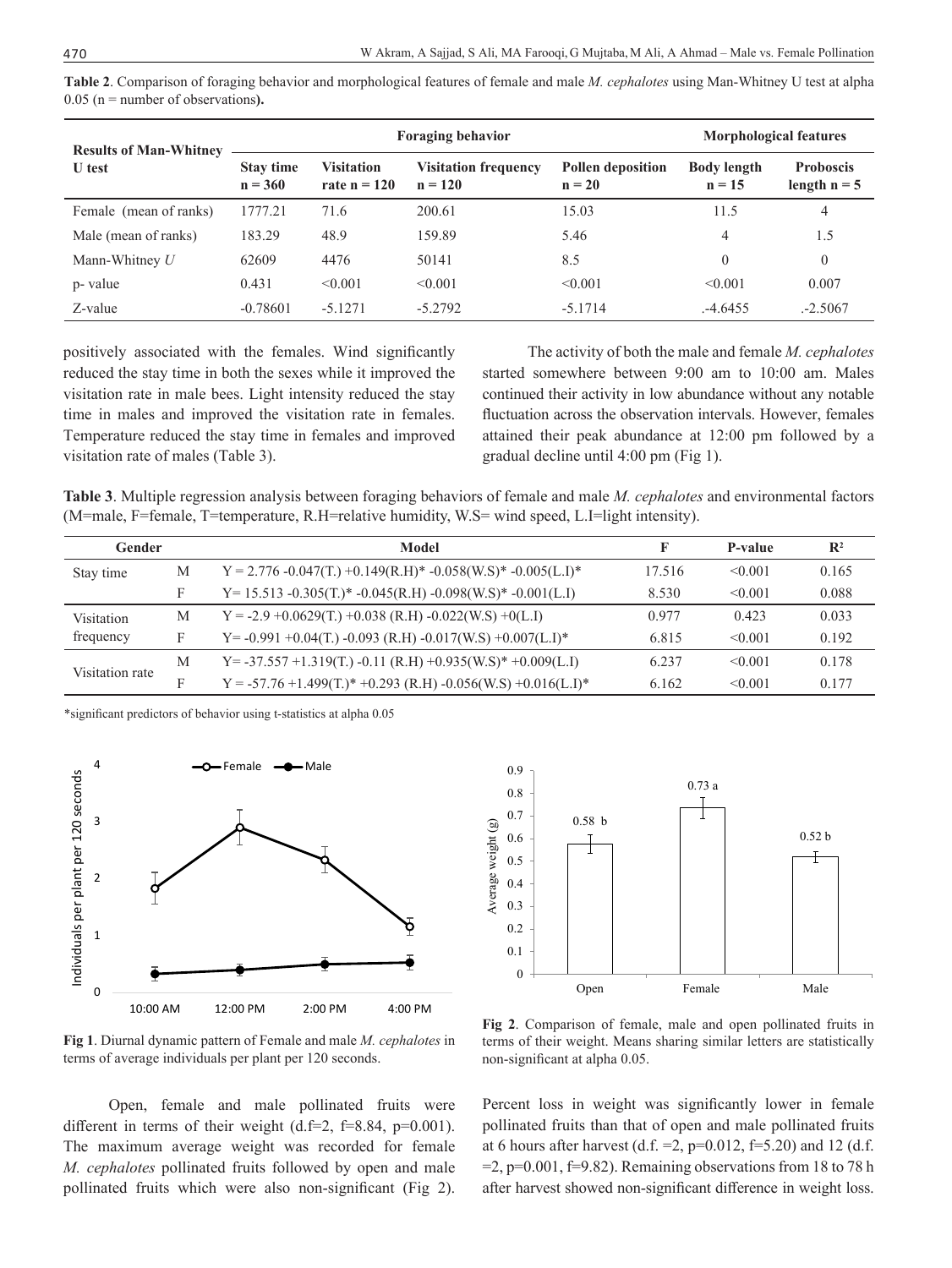**Table 2**. Comparison of foraging behavior and morphological features of female and male *M. cephalotes* using Man-Whitney U test at alpha 0.05 (n = number of observations**).**

| Results of Man-Whitney U test | Foraging behavior | | | | Morphological features | |
|---|---|---|---|---|---|---|
| | Stay time n = 360 | Visitation rate n = 120 | Visitation frequency n = 120 | Pollen deposition n = 20 | Body length n = 15 | Proboscis length n = 5 |
| Female (mean of ranks) | 1777.21 | 71.6 | 200.61 | 15.03 | 11.5 | 4 |
| Male (mean of ranks) | 183.29 | 48.9 | 159.89 | 5.46 | 4 | 1.5 |
| Mann-Whitney *U* | 62609 | 4476 | 50141 | 8.5 | 0 | 0 |
| p- value | 0.431 | <0.001 | <0.001 | <0.001 | <0.001 | 0.007 |
| Z-value | -0.78601 | -5.1271 | -5.2792 | -5.1714 | .-4.6455 | .-2.5067 |

positively associated with the females. Wind significantly reduced the stay time in both the sexes while it improved the visitation rate in male bees. Light intensity reduced the stay time in males and improved the visitation rate in females. Temperature reduced the stay time in females and improved visitation rate of males (Table 3).

The activity of both the male and female *M. cephalotes* started somewhere between 9:00 am to 10:00 am. Males continued their activity in low abundance without any notable fluctuation across the observation intervals. However, females attained their peak abundance at 12:00 pm followed by a gradual decline until 4:00 pm (Fig 1).

**Table 3**. Multiple regression analysis between foraging behaviors of female and male *M. cephalotes* and environmental factors (M=male, F=female, T=temperature, R.H=relative humidity, W.S= wind speed, L.I=light intensity).

| Gender | | Model | F | P-value | $R^2$ |
|---|---|---|---|---|---|
| Stay time | M | Y = 2.776 -0.047(T.) +0.149(R.H)* -0.058(W.S)* -0.005(L.I)* | 17.516 | <0.001 | 0.165 |
| | F | Y= 15.513 -0.305(T.)* -0.045(R.H) -0.098(W.S)* -0.001(L.I) | 8.530 | <0.001 | 0.088 |
| Visitation frequency | M | Y = -2.9 +0.0629(T.) +0.038 (R.H) -0.022(W.S) +0(L.I) | 0.977 | 0.423 | 0.033 |
| | F | Y= -0.991 +0.04(T.) -0.093 (R.H) -0.017(W.S) +0.007(L.I)* | 6.815 | <0.001 | 0.192 |
| Visitation rate | M | Y= -37.557 +1.319(T.) -0.11 (R.H) +0.935(W.S)* +0.009(L.I) | 6.237 | <0.001 | 0.178 |
| | F | Y = -57.76 +1.499(T.)* +0.293 (R.H) -0.056(W.S) +0.016(L.I)* | 6.162 | <0.001 | 0.177 |

*significant predictors of behavior using t-statistics at alpha 0.05

**Fig 1**. Diurnal dynamic pattern of Female and male *M. cephalotes* in terms of average individuals per plant per 120 seconds.

**Fig 2**. Comparison of female, male and open pollinated fruits in terms of their weight. Means sharing similar letters are statistically non-significant at alpha 0.05.

Open, female and male pollinated fruits were different in terms of their weight (d.f=2, f=8.84, p=0.001). The maximum average weight was recorded for female *M. cephalotes* pollinated fruits followed by open and male pollinated fruits which were also non-significant (Fig 2). Percent loss in weight was significantly lower in female pollinated fruits than that of open and male pollinated fruits at 6 hours after harvest (d.f. =2, p=0.012, f=5.20) and 12 (d.f. =2, p=0.001, f=9.82). Remaining observations from 18 to 78 h after harvest showed non-significant difference in weight loss.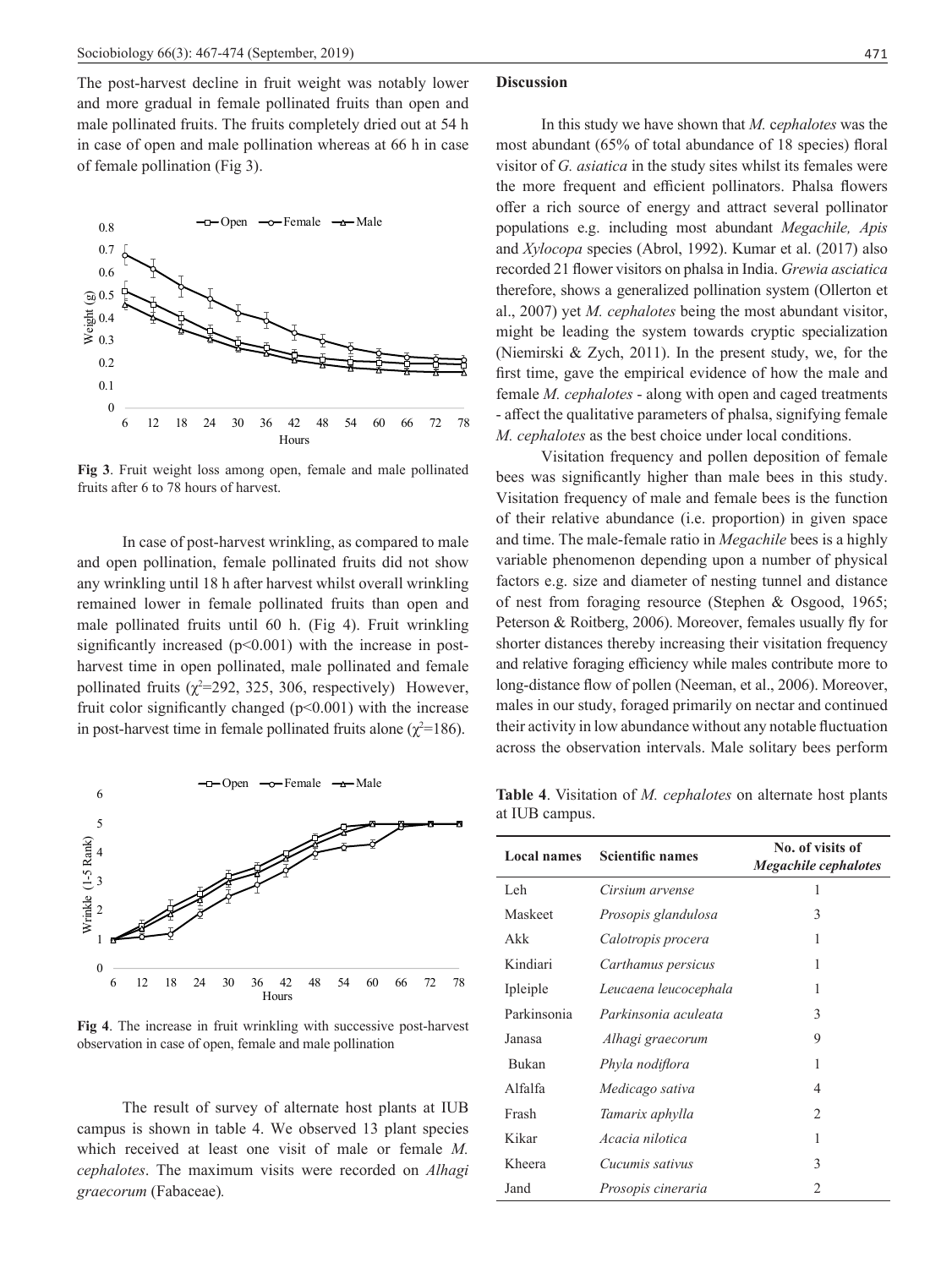The post-harvest decline in fruit weight was notably lower and more gradual in female pollinated fruits than open and male pollinated fruits. The fruits completely dried out at 54 h in case of open and male pollination whereas at 66 h in case of female pollination (Fig 3).

**Fig 3**. Fruit weight loss among open, female and male pollinated fruits after 6 to 78 hours of harvest.

In case of post-harvest wrinkling, as compared to male and open pollination, female pollinated fruits did not show any wrinkling until 18 h after harvest whilst overall wrinkling remained lower in female pollinated fruits than open and male pollinated fruits until 60 h. (Fig 4). Fruit wrinkling significantly increased ($p<0.001$) with the increase in post-harvest time in open pollinated, male pollinated and female pollinated fruits ($\chi^2$=292, 325, 306, respectively) However, fruit color significantly changed ($p<0.001$) with the increase in post-harvest time in female pollinated fruits alone ($\chi^2$=186).

**Fig 4**. The increase in fruit wrinkling with successive post-harvest observation in case of open, female and male pollination

The result of survey of alternate host plants at IUB campus is shown in table 4. We observed 13 plant species which received at least one visit of male or female *M. cephalotes*. The maximum visits were recorded on *Alhagi graecorum* (Fabaceae).

## Discussion

In this study we have shown that *M. cephalotes* was the most abundant (65% of total abundance of 18 species) floral visitor of *G. asiatica* in the study sites whilst its females were the more frequent and efficient pollinators. Phalsa flowers offer a rich source of energy and attract several pollinator populations e.g. including most abundant *Megachile, Apis* and *Xylocopa* species (Abrol, 1992). Kumar et al. (2017) also recorded 21 flower visitors on phalsa in India. *Grewia asciatica* therefore, shows a generalized pollination system (Ollerton et al., 2007) yet *M. cephalotes* being the most abundant visitor, might be leading the system towards cryptic specialization (Niemirski & Zych, 2011). In the present study, we, for the first time, gave the empirical evidence of how the male and female *M. cephalotes* - along with open and caged treatments - affect the qualitative parameters of phalsa, signifying female *M. cephalotes* as the best choice under local conditions.

Visitation frequency and pollen deposition of female bees was significantly higher than male bees in this study. Visitation frequency of male and female bees is the function of their relative abundance (i.e. proportion) in given space and time. The male-female ratio in *Megachile* bees is a highly variable phenomenon depending upon a number of physical factors e.g. size and diameter of nesting tunnel and distance of nest from foraging resource (Stephen & Osgood, 1965; Peterson & Roitberg, 2006). Moreover, females usually fly for shorter distances thereby increasing their visitation frequency and relative foraging efficiency while males contribute more to long-distance flow of pollen (Neeman, et al., 2006). Moreover, males in our study, foraged primarily on nectar and continued their activity in low abundance without any notable fluctuation across the observation intervals. Male solitary bees perform

**Table 4**. Visitation of *M. cephalotes* on alternate host plants at IUB campus.

| Local names | Scientific names | No. of visits of *Megachile cephalotes* |
|---|---|---|
| Leh | *Cirsium arvense* | 1 |
| Maskeet | *Prosopis glandulosa* | 3 |
| Akk | *Calotropis procera* | 1 |
| Kindiari | *Carthamus persicus* | 1 |
| Ipleiple | *Leucaena leucocephala* | 1 |
| Parkinsonia | *Parkinsonia aculeata* | 3 |
| Janasa | *Alhagi graecorum* | 9 |
| Bukan | *Phyla nodiflora* | 1 |
| Alfalfa | *Medicago sativa* | 4 |
| Frash | *Tamarix aphylla* | 2 |
| Kikar | *Acacia nilotica* | 1 |
| Kheera | *Cucumis sativus* | 3 |
| Jand | *Prosopis cineraria* | 2 |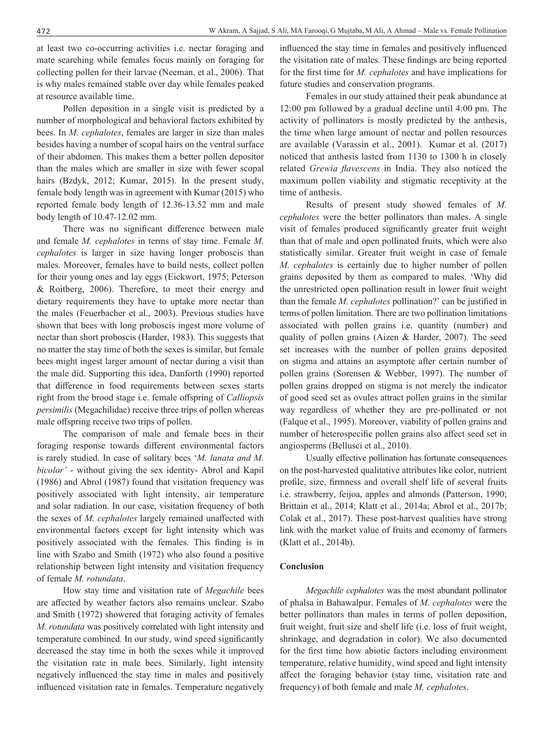at least two co-occurring activities i.e. nectar foraging and mate searching while females focus mainly on foraging for collecting pollen for their larvae (Neeman, et al., 2006). That is why males remained stable over day while females peaked at resource available time.

Pollen deposition in a single visit is predicted by a number of morphological and behavioral factors exhibited by bees. In *M. cephalotes*, females are larger in size than males besides having a number of scopal hairs on the ventral surface of their abdomen. This makes them a better pollen depositor than the males which are smaller in size with fewer scopal hairs (Bzdyk, 2012; Kumar, 2015). In the present study, female body length was in agreement with Kumar (2015) who reported female body length of 12.36-13.52 mm and male body length of 10.47-12.02 mm.

There was no significant difference between male and female *M. cephalotes* in terms of stay time. Female *M. cephalotes* is larger in size having longer proboscis than males. Moreover, females have to build nests, collect pollen for their young ones and lay eggs (Eickwort, 1975; Peterson & Roitberg, 2006). Therefore, to meet their energy and dietary requirements they have to uptake more nectar than the males (Feuerbacher et al., 2003). Previous studies have shown that bees with long proboscis ingest more volume of nectar than short proboscis (Harder, 1983). This suggests that no matter the stay time of both the sexes is similar, but female bees might ingest larger amount of nectar during a visit than the male did. Supporting this idea, Danforth (1990) reported that difference in food requirements between sexes starts right from the brood stage i.e. female offspring of *Calliopsis persimilis* (Megachilidae) receive three trips of pollen whereas male offspring receive two trips of pollen.

The comparison of male and female bees in their foraging response towards different environmental factors is rarely studied. In case of solitary bees '*M. lanata and M. bicolor'* - without giving the sex identity- Abrol and Kapil (1986) and Abrol (1987) found that visitation frequency was positively associated with light intensity, air temperature and solar radiation. In our case, visitation frequency of both the sexes of *M. cephalotes* largely remained unaffected with environmental factors except for light intensity which was positively associated with the females. This finding is in line with Szabo and Smith (1972) who also found a positive relationship between light intensity and visitation frequency of female *M. rotundata*.

How stay time and visitation rate of *Megachile* bees are affected by weather factors also remains unclear. Szabo and Smith (1972) showered that foraging activity of females *M. rotundata* was positively correlated with light intensity and temperature combined. In our study, wind speed significantly decreased the stay time in both the sexes while it improved the visitation rate in male bees. Similarly, light intensity negatively influenced the stay time in males and positively influenced visitation rate in females. Temperature negatively influenced the stay time in females and positively influenced the visitation rate of males. These findings are being reported for the first time for *M. cephalotes* and have implications for future studies and conservation programs.

Females in our study attained their peak abundance at 12:00 pm followed by a gradual decline until 4:00 pm. The activity of pollinators is mostly predicted by the anthesis, the time when large amount of nectar and pollen resources are available (Varassin et al., 2001). Kumar et al. (2017) noticed that anthesis lasted from 1130 to 1300 h in closely related *Grewia flavescens* in India. They also noticed the maximum pollen viability and stigmatic receptivity at the time of anthesis.

Results of present study showed females of *M. cephalotes* were the better pollinators than males. A single visit of females produced significantly greater fruit weight than that of male and open pollinated fruits, which were also statistically similar. Greater fruit weight in case of female *M. cephalotes* is certainly due to higher number of pollen grains deposited by them as compared to males. 'Why did the unrestricted open pollination result in lower fruit weight than the female *M. cephalotes* pollination?' can be justified in terms of pollen limitation. There are two pollination limitations associated with pollen grains i.e. quantity (number) and quality of pollen grains (Aizen & Harder, 2007). The seed set increases with the number of pollen grains deposited on stigma and attains an asymptote after certain number of pollen grains (Sorensen & Webber, 1997). The number of pollen grains dropped on stigma is not merely the indicator of good seed set as ovules attract pollen grains in the similar way regardless of whether they are pre-pollinated or not (Falque et al., 1995). Moreover, viability of pollen grains and number of heterospecific pollen grains also affect seed set in angiosperms (Bellusci et al., 2010).

Usually effective pollination has fortunate consequences on the post-harvested qualitative attributes like color, nutrient profile, size, firmness and overall shelf life of several fruits i.e. strawberry, feijoa, apples and almonds (Patterson, 1990; Brittain et al., 2014; Klatt et al., 2014a; Abrol et al., 2017b; Colak et al., 2017). These post-harvest qualities have strong link with the market value of fruits and economy of farmers (Klatt et al., 2014b).

## Conclusion

*Megachile cephalotes* was the most abundant pollinator of phalsa in Bahawalpur. Females of *M. cephalotes* were the better pollinators than males in terms of pollen deposition, fruit weight, fruit size and shelf life (i.e. loss of fruit weight, shrinkage, and degradation in color). We also documented for the first time how abiotic factors including environment temperature, relative humidity, wind speed and light intensity affect the foraging behavior (stay time, visitation rate and frequency) of both female and male *M. cephalotes*.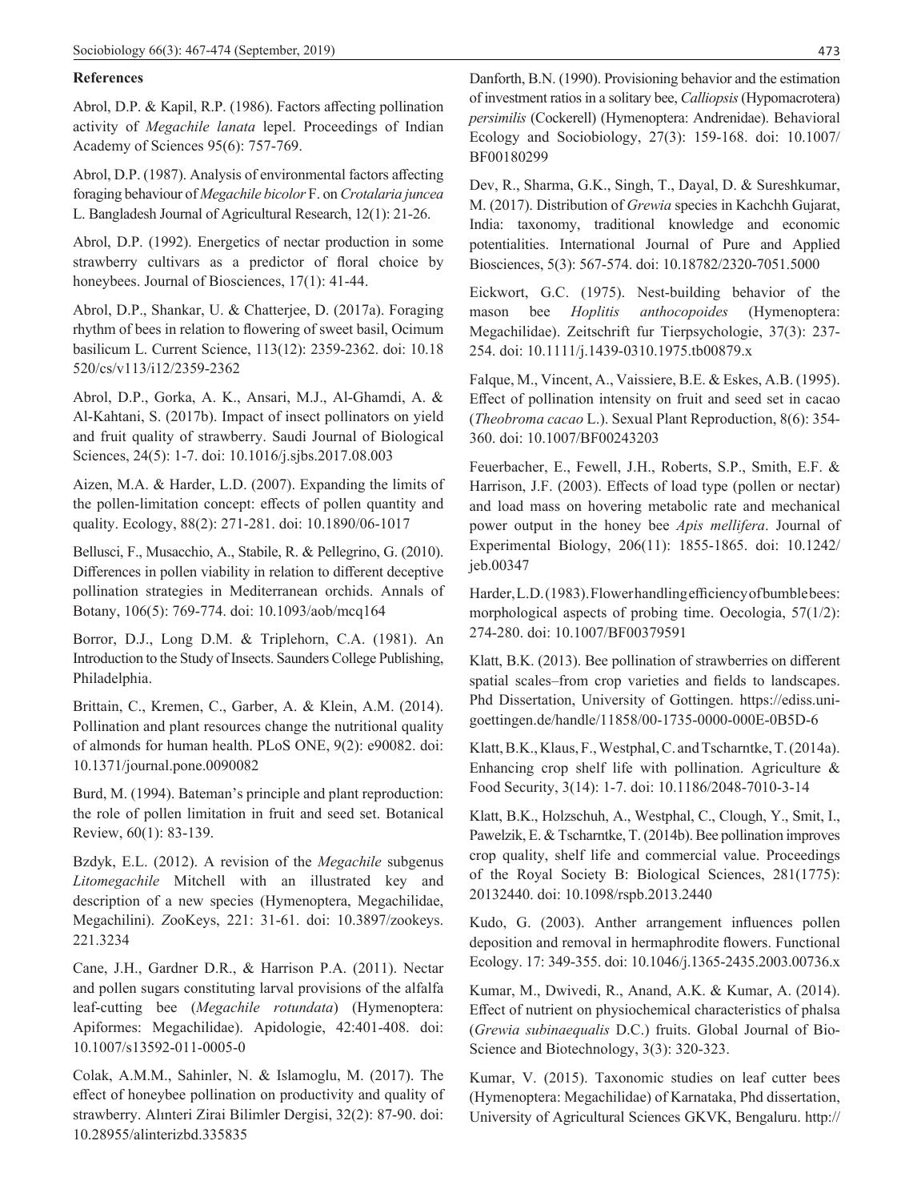## References

Abrol, D.P. & Kapil, R.P. (1986). Factors affecting pollination activity of *Megachile lanata* lepel. Proceedings of Indian Academy of Sciences 95(6): 757-769.

Abrol, D.P. (1987). Analysis of environmental factors affecting foraging behaviour of *Megachile bicolor* F. on *Crotalaria juncea* L. Bangladesh Journal of Agricultural Research, 12(1): 21-26.

Abrol, D.P. (1992). Energetics of nectar production in some strawberry cultivars as a predictor of floral choice by honeybees. Journal of Biosciences, 17(1): 41-44.

Abrol, D.P., Shankar, U. & Chatterjee, D. (2017a). Foraging rhythm of bees in relation to flowering of sweet basil, Ocimum basilicum L. Current Science, 113(12): 2359-2362. doi: 10.18 520/cs/v113/i12/2359-2362

Abrol, D.P., Gorka, A. K., Ansari, M.J., Al-Ghamdi, A. & Al-Kahtani, S. (2017b). Impact of insect pollinators on yield and fruit quality of strawberry. Saudi Journal of Biological Sciences, 24(5): 1-7. doi: 10.1016/j.sjbs.2017.08.003

Aizen, M.A. & Harder, L.D. (2007). Expanding the limits of the pollen-limitation concept: effects of pollen quantity and quality. Ecology, 88(2): 271-281. doi: 10.1890/06-1017

Bellusci, F., Musacchio, A., Stabile, R. & Pellegrino, G. (2010). Differences in pollen viability in relation to different deceptive pollination strategies in Mediterranean orchids. Annals of Botany, 106(5): 769-774. doi: 10.1093/aob/mcq164

Borror, D.J., Long D.M. & Triplehorn, C.A. (1981). An Introduction to the Study of Insects. Saunders College Publishing, Philadelphia.

Brittain, C., Kremen, C., Garber, A. & Klein, A.M. (2014). Pollination and plant resources change the nutritional quality of almonds for human health. PLoS ONE, 9(2): e90082. doi: 10.1371/journal.pone.0090082

Burd, M. (1994). Bateman's principle and plant reproduction: the role of pollen limitation in fruit and seed set. Botanical Review, 60(1): 83-139.

Bzdyk, E.L. (2012). A revision of the *Megachile* subgenus *Litomegachile* Mitchell with an illustrated key and description of a new species (Hymenoptera, Megachilidae, Megachilini). *Z*ooKeys, 221: 31-61. doi: 10.3897/zookeys. 221.3234

Cane, J.H., Gardner D.R., & Harrison P.A. (2011). Nectar and pollen sugars constituting larval provisions of the alfalfa leaf-cutting bee (*Megachile rotundata*) (Hymenoptera: Apiformes: Megachilidae). Apidologie, 42:401-408. doi: 10.1007/s13592-011-0005-0

Colak, A.M.M., Sahinler, N. & Islamoglu, M. (2017). The effect of honeybee pollination on productivity and quality of strawberry. Alınteri Zirai Bilimler Dergisi, 32(2): 87-90. doi: 10.28955/alinterizbd.335835

Danforth, B.N. (1990). Provisioning behavior and the estimation of investment ratios in a solitary bee, *Calliopsis* (Hypomacrotera) *persimilis* (Cockerell) (Hymenoptera: Andrenidae). Behavioral Ecology and Sociobiology, 27(3): 159-168. doi: 10.1007/ BF00180299

Dev, R., Sharma, G.K., Singh, T., Dayal, D. & Sureshkumar, M. (2017). Distribution of *Grewia* species in Kachchh Gujarat, India: taxonomy, traditional knowledge and economic potentialities. International Journal of Pure and Applied Biosciences, 5(3): 567-574. doi: 10.18782/2320-7051.5000

Eickwort, G.C. (1975). Nest-building behavior of the mason bee *Hoplitis anthocopoides* (Hymenoptera: Megachilidae). Zeitschrift fur Tierpsychologie, 37(3): 237-254. doi: 10.1111/j.1439-0310.1975.tb00879.x

Falque, M., Vincent, A., Vaissiere, B.E. & Eskes, A.B. (1995). Effect of pollination intensity on fruit and seed set in cacao (*Theobroma cacao* L.). Sexual Plant Reproduction, 8(6): 354-360. doi: 10.1007/BF00243203

Feuerbacher, E., Fewell, J.H., Roberts, S.P., Smith, E.F. & Harrison, J.F. (2003). Effects of load type (pollen or nectar) and load mass on hovering metabolic rate and mechanical power output in the honey bee *Apis mellifera*. Journal of Experimental Biology, 206(11): 1855-1865. doi: 10.1242/ jeb.00347

Harder, L.D. (1983). Flower handling efficiency of bumble bees: morphological aspects of probing time. Oecologia, 57(1/2): 274-280. doi: 10.1007/BF00379591

Klatt, B.K. (2013). Bee pollination of strawberries on different spatial scales–from crop varieties and fields to landscapes. Phd Dissertation, University of Gottingen. https://ediss.uni-goettingen.de/handle/11858/00-1735-0000-000E-0B5D-6

Klatt, B.K., Klaus, F., Westphal, C. and Tscharntke, T. (2014a). Enhancing crop shelf life with pollination. Agriculture & Food Security, 3(14): 1-7. doi: 10.1186/2048-7010-3-14

Klatt, B.K., Holzschuh, A., Westphal, C., Clough, Y., Smit, I., Pawelzik, E. & Tscharntke, T. (2014b). Bee pollination improves crop quality, shelf life and commercial value. Proceedings of the Royal Society B: Biological Sciences, 281(1775): 20132440. doi: 10.1098/rspb.2013.2440

Kudo, G. (2003). Anther arrangement influences pollen deposition and removal in hermaphrodite flowers. Functional Ecology. 17: 349-355. doi: 10.1046/j.1365-2435.2003.00736.x

Kumar, M., Dwivedi, R., Anand, A.K. & Kumar, A. (2014). Effect of nutrient on physiochemical characteristics of phalsa (*Grewia subinaequalis* D.C.) fruits. Global Journal of Bio-Science and Biotechnology, 3(3): 320-323.

Kumar, V. (2015). Taxonomic studies on leaf cutter bees (Hymenoptera: Megachilidae) of Karnataka, Phd dissertation, University of Agricultural Sciences GKVK, Bengaluru. http://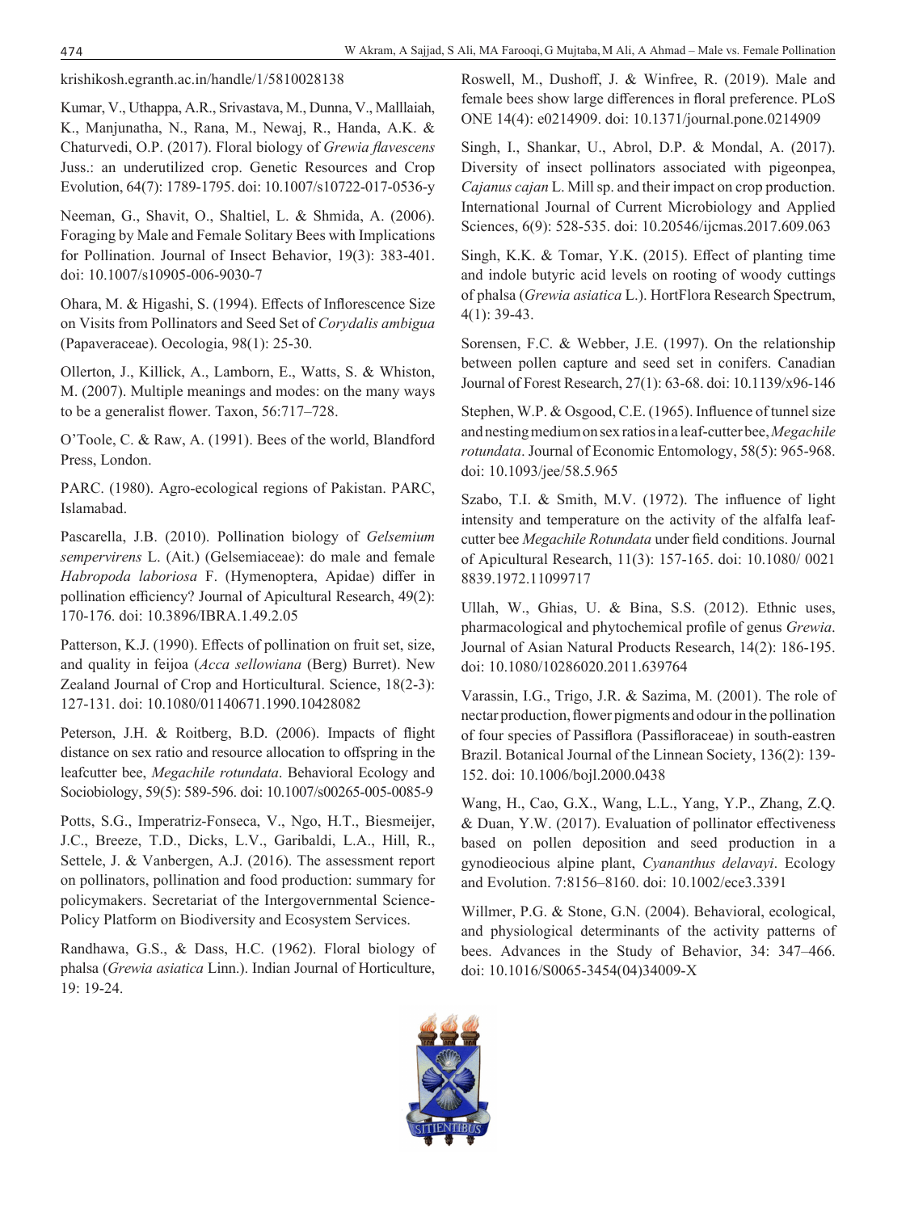krishikosh.egranth.ac.in/handle/1/5810028138

Kumar, V., Uthappa, A.R., Srivastava, M., Dunna, V., Malllaiah, K., Manjunatha, N., Rana, M., Newaj, R., Handa, A.K. & Chaturvedi, O.P. (2017). Floral biology of *Grewia flavescens* Juss.: an underutilized crop. Genetic Resources and Crop Evolution, 64(7): 1789-1795. doi: 10.1007/s10722-017-0536-y

Neeman, G., Shavit, O., Shaltiel, L. & Shmida, A. (2006). Foraging by Male and Female Solitary Bees with Implications for Pollination. Journal of Insect Behavior, 19(3): 383-401. doi: 10.1007/s10905-006-9030-7

Ohara, M. & Higashi, S. (1994). Effects of Inflorescence Size on Visits from Pollinators and Seed Set of *Corydalis ambigua* (Papaveraceae). Oecologia, 98(1): 25-30.

Ollerton, J., Killick, A., Lamborn, E., Watts, S. & Whiston, M. (2007). Multiple meanings and modes: on the many ways to be a generalist flower. Taxon, 56:717–728.

O'Toole, C. & Raw, A. (1991). Bees of the world, Blandford Press, London.

PARC. (1980). Agro-ecological regions of Pakistan. PARC, Islamabad.

Pascarella, J.B. (2010). Pollination biology of *Gelsemium sempervirens* L. (Ait.) (Gelsemiaceae): do male and female *Habropoda laboriosa* F. (Hymenoptera, Apidae) differ in pollination efficiency? Journal of Apicultural Research, 49(2): 170-176. doi: 10.3896/IBRA.1.49.2.05

Patterson, K.J. (1990). Effects of pollination on fruit set, size, and quality in feijoa (*Acca sellowiana* (Berg) Burret). New Zealand Journal of Crop and Horticultural. Science, 18(2-3): 127-131. doi: 10.1080/01140671.1990.10428082

Peterson, J.H. & Roitberg, B.D. (2006). Impacts of flight distance on sex ratio and resource allocation to offspring in the leafcutter bee, *Megachile rotundata*. Behavioral Ecology and Sociobiology, 59(5): 589-596. doi: 10.1007/s00265-005-0085-9

Potts, S.G., Imperatriz-Fonseca, V., Ngo, H.T., Biesmeijer, J.C., Breeze, T.D., Dicks, L.V., Garibaldi, L.A., Hill, R., Settele, J. & Vanbergen, A.J. (2016). The assessment report on pollinators, pollination and food production: summary for policymakers. Secretariat of the Intergovernmental Science-Policy Platform on Biodiversity and Ecosystem Services.

Randhawa, G.S., & Dass, H.C. (1962). Floral biology of phalsa (*Grewia asiatica* Linn.). Indian Journal of Horticulture, 19: 19-24.

Roswell, M., Dushoff, J. & Winfree, R. (2019). Male and female bees show large differences in floral preference. PLoS ONE 14(4): e0214909. doi: 10.1371/journal.pone.0214909

Singh, I., Shankar, U., Abrol, D.P. & Mondal, A. (2017). Diversity of insect pollinators associated with pigeonpea, *Cajanus cajan* L. Mill sp. and their impact on crop production. International Journal of Current Microbiology and Applied Sciences, 6(9): 528-535. doi: 10.20546/ijcmas.2017.609.063

Singh, K.K. & Tomar, Y.K. (2015). Effect of planting time and indole butyric acid levels on rooting of woody cuttings of phalsa (*Grewia asiatica* L.). HortFlora Research Spectrum, 4(1): 39-43.

Sorensen, F.C. & Webber, J.E. (1997). On the relationship between pollen capture and seed set in conifers. Canadian Journal of Forest Research, 27(1): 63-68. doi: 10.1139/x96-146

Stephen, W.P. & Osgood, C.E. (1965). Influence of tunnel size and nesting medium on sex ratios in a leaf-cutter bee, *Megachile rotundata*. Journal of Economic Entomology, 58(5): 965-968. doi: 10.1093/jee/58.5.965

Szabo, T.I. & Smith, M.V. (1972). The influence of light intensity and temperature on the activity of the alfalfa leaf-cutter bee *Megachile Rotundata* under field conditions. Journal of Apicultural Research, 11(3): 157-165. doi: 10.1080/ 0021 8839.1972.11099717

Ullah, W., Ghias, U. & Bina, S.S. (2012). Ethnic uses, pharmacological and phytochemical profile of genus *Grewia*. Journal of Asian Natural Products Research, 14(2): 186-195. doi: 10.1080/10286020.2011.639764

Varassin, I.G., Trigo, J.R. & Sazima, M. (2001). The role of nectar production, flower pigments and odour in the pollination of four species of Passiflora (Passifloraceae) in south-eastren Brazil. Botanical Journal of the Linnean Society, 136(2): 139-152. doi: 10.1006/bojl.2000.0438

Wang, H., Cao, G.X., Wang, L.L., Yang, Y.P., Zhang, Z.Q. & Duan, Y.W. (2017). Evaluation of pollinator effectiveness based on pollen deposition and seed production in a gynodieocious alpine plant, *Cyananthus delavayi*. Ecology and Evolution. 7:8156–8160. doi: 10.1002/ece3.3391

Willmer, P.G. & Stone, G.N. (2004). Behavioral, ecological, and physiological determinants of the activity patterns of bees. Advances in the Study of Behavior, 34: 347–466. doi: 10.1016/S0065-3454(04)34009-X